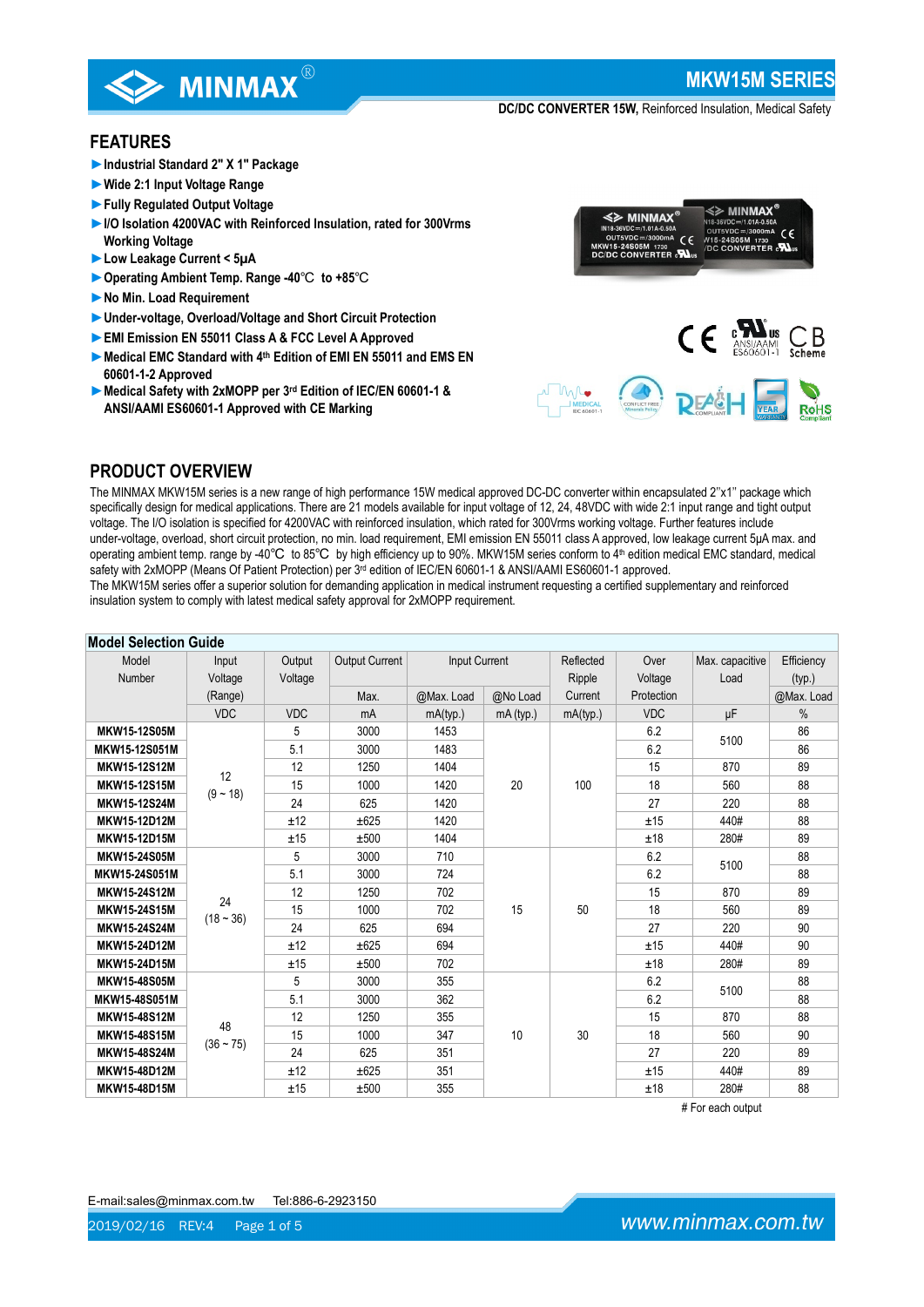# MKW15M SERIES

**DC/DC CONVERTER 15W,** Reinforced Insulation, Medical Safety

## FEATURES

- ►Industrial Standard 2" X 1" Package
- ►Wide 2:1 Input Voltage Range
- ►Fully Regulated Output Voltage
- ►I/O Isolation 4200VAC with Reinforced Insulation, rated for 300Vrms Working Voltage
- ►Low Leakage Current < 5μA
- ►Operating Ambient Temp. Range -40℃ to +85℃
- ►No Min. Load Requirement
- ►Under-voltage, Overload/Voltage and Short Circuit Protection
- ►EMI Emission EN 55011 Class A & FCC Level A Approved
- ►Medical EMC Standard with 4th Edition of EMI EN 55011 and EMS EN 60601-1-2 Approved
- ►Medical Safety with 2xMOPP per 3rd Edition of IEC/EN 60601-1 & ANSI/AAMI ES60601-1 Approved with CE Marking

## PRODUCT OVERVIEW

The MINMAX MKW15M series is a new range of high performance 15W medical approved DC-DC converter within encapsulated 2"x1" package which specifically design for medical applications. There are 21 models available for input voltage of 12, 24, 48VDC with wide 2:1 input range and tight output voltage. The I/O isolation is specified for 4200VAC with reinforced insulation, which rated for 300Vrms working voltage. Further features include under-voltage, overload, short circuit protection, no min. load requirement, EMI emission EN 55011 class A approved, low leakage current 5μA max. and operating ambient temp. range by -40℃ to 85℃ by high efficiency up to 90%. MKW15M series conform to 4th edition medical EMC standard, medical safety with 2xMOPP (Means Of Patient Protection) per 3rd edition of IEC/EN 60601-1 & ANSI/AAMI ES60601-1 approved.
The MKW15M series offer a superior solution for demanding application in medical instrument requesting a certified supplementary and reinforced insulation system to comply with latest medical safety approval for 2xMOPP requirement.

### Model Selection Guide

| Model Number | Input Voltage (Range) | Output Voltage | Output Current | Input Current | | Reflected Ripple Current | Over Voltage Protection | Max. capacitive Load | Efficiency (typ.) |
|---|---|---|---|---|---|---|---|---|---|
| | | | Max. | @Max. Load | @No Load | | | | @Max. Load |
| | VDC | VDC | mA | mA(typ.) | mA (typ.) | mA(typ.) | VDC | μF | % |
| **MKW15-12S05M** | 12 (9 ~ 18) | 5 | 3000 | 1453 | 20 | 100 | 6.2 | 5100 | 86 |
| **MKW15-12S051M** | | 5.1 | 3000 | 1483 | | | 6.2 | | 86 |
| **MKW15-12S12M** | | 12 | 1250 | 1404 | | | 15 | 870 | 89 |
| **MKW15-12S15M** | | 15 | 1000 | 1420 | | | 18 | 560 | 88 |
| **MKW15-12S24M** | | 24 | 625 | 1420 | | | 27 | 220 | 88 |
| **MKW15-12D12M** | | ±12 | ±625 | 1420 | | | ±15 | 440# | 88 |
| **MKW15-12D15M** | | ±15 | ±500 | 1404 | | | ±18 | 280# | 89 |
| **MKW15-24S05M** | 24 (18 ~ 36) | 5 | 3000 | 710 | 15 | 50 | 6.2 | 5100 | 88 |
| **MKW15-24S051M** | | 5.1 | 3000 | 724 | | | 6.2 | | 88 |
| **MKW15-24S12M** | | 12 | 1250 | 702 | | | 15 | 870 | 89 |
| **MKW15-24S15M** | | 15 | 1000 | 702 | | | 18 | 560 | 89 |
| **MKW15-24S24M** | | 24 | 625 | 694 | | | 27 | 220 | 90 |
| **MKW15-24D12M** | | ±12 | ±625 | 694 | | | ±15 | 440# | 90 |
| **MKW15-24D15M** | | ±15 | ±500 | 702 | | | ±18 | 280# | 89 |
| **MKW15-48S05M** | 48 (36 ~ 75) | 5 | 3000 | 355 | 10 | 30 | 6.2 | 5100 | 88 |
| **MKW15-48S051M** | | 5.1 | 3000 | 362 | | | 6.2 | | 88 |
| **MKW15-48S12M** | | 12 | 1250 | 355 | | | 15 | 870 | 88 |
| **MKW15-48S15M** | | 15 | 1000 | 347 | | | 18 | 560 | 90 |
| **MKW15-48S24M** | | 24 | 625 | 351 | | | 27 | 220 | 89 |
| **MKW15-48D12M** | | ±12 | ±625 | 351 | | | ±15 | 440# | 89 |
| **MKW15-48D15M** | | ±15 | ±500 | 355 | | | ±18 | 280# | 88 |

# For each output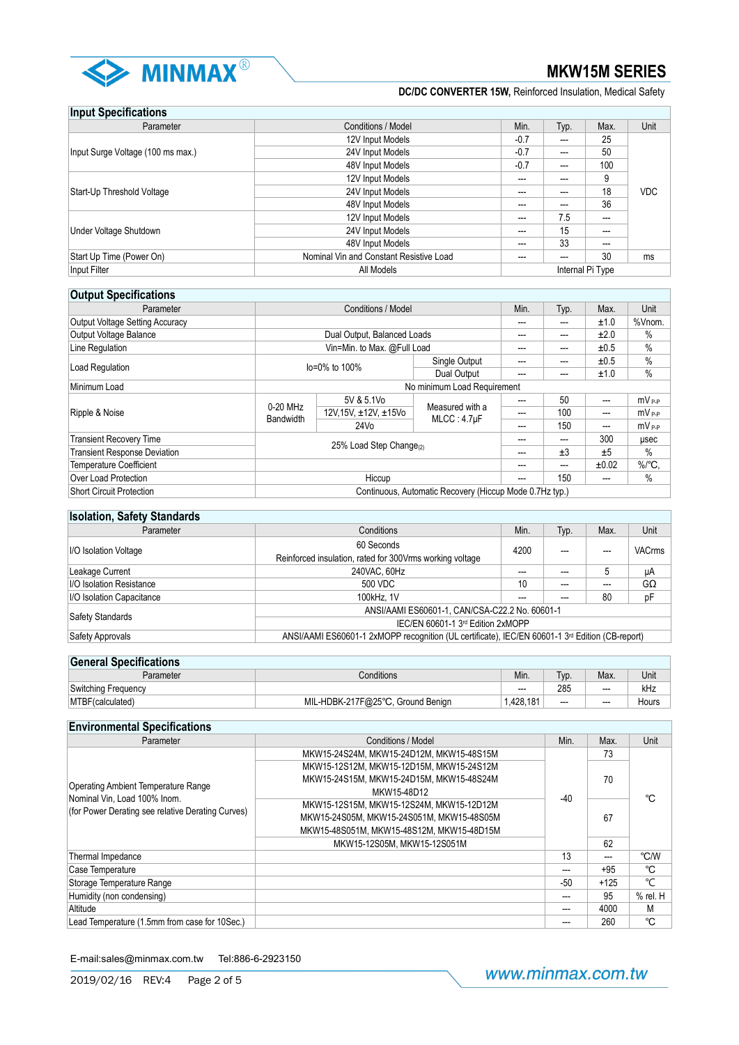## Input Specifications

| Parameter | Conditions / Model | Min. | Typ. | Max. | Unit |
|---|---|---|---|---|---|
| Input Surge Voltage (100 ms max.) | 12V Input Models | -0.7 | --- | 25 | VDC |
| | 24V Input Models | -0.7 | --- | 50 | |
| | 48V Input Models | -0.7 | --- | 100 | |
| Start-Up Threshold Voltage | 12V Input Models | --- | --- | 9 | |
| | 24V Input Models | --- | --- | 18 | |
| | 48V Input Models | --- | --- | 36 | |
| Under Voltage Shutdown | 12V Input Models | --- | 7.5 | --- | |
| | 24V Input Models | --- | 15 | --- | |
| | 48V Input Models | --- | 33 | --- | |
| Start Up Time (Power On) | Nominal Vin and Constant Resistive Load | --- | --- | 30 | ms |
| Input Filter | All Models | Internal Pi Type | | | |

## Output Specifications

| Parameter | Conditions / Model | | | Min. | Typ. | Max. | Unit |
|---|---|---|---|---|---|---|---|
| Output Voltage Setting Accuracy | | | | --- | --- | ±1.0 | %Vnom. |
| Output Voltage Balance | Dual Output, Balanced Loads | | | --- | --- | ±2.0 | % |
| Line Regulation | Vin=Min. to Max. @Full Load | | | --- | --- | ±0.5 | % |
| Load Regulation | Io=0% to 100% | | Single Output | --- | --- | ±0.5 | % |
| | | | Dual Output | --- | --- | ±1.0 | % |
| Minimum Load | No minimum Load Requirement | | | | | | |
| Ripple & Noise | 0-20 MHz Bandwidth | 5V & 5.1Vo | Measured with a MLCC : 4.7μF | --- | 50 | --- | mV P-P |
| | | 12V,15V, ±12V, ±15Vo | | --- | 100 | --- | mV P-P |
| | | 24Vo | | --- | 150 | --- | mV P-P |
| Transient Recovery Time | 25% Load Step Change(2) | | | --- | --- | 300 | μsec |
| Transient Response Deviation | | | | --- | ±3 | ±5 | % |
| Temperature Coefficient | | | | --- | --- | ±0.02 | %/°C, |
| Over Load Protection | Hiccup | | | --- | 150 | --- | % |
| Short Circuit Protection | Continuous, Automatic Recovery (Hiccup Mode 0.7Hz typ.) | | | | | | |

## Isolation, Safety Standards

| Parameter | Conditions | Min. | Typ. | Max. | Unit |
|---|---|---|---|---|---|
| I/O Isolation Voltage | 60 Seconds<br>Reinforced insulation, rated for 300Vrms working voltage | 4200 | --- | --- | VACrms |
| Leakage Current | 240VAC, 60Hz | --- | --- | 5 | μA |
| I/O Isolation Resistance | 500 VDC | 10 | --- | --- | GΩ |
| I/O Isolation Capacitance | 100kHz, 1V | --- | --- | 80 | pF |
| Safety Standards | ANSI/AAMI ES60601-1, CAN/CSA-C22.2 No. 60601-1 | | | | |
| | IEC/EN 60601-1 3rd Edition 2xMOPP | | | | |
| Safety Approvals | ANSI/AAMI ES60601-1 2xMOPP recognition (UL certificate), IEC/EN 60601-1 3rd Edition (CB-report) | | | | |

## General Specifications

| Parameter | Conditions | Min. | Typ. | Max. | Unit |
|---|---|---|---|---|---|
| Switching Frequency | | --- | 285 | --- | kHz |
| MTBF(calculated) | MIL-HDBK-217F@25°C, Ground Benign | 1,428,181 | --- | --- | Hours |

## Environmental Specifications

| Parameter | Conditions / Model | Min. | Max. | Unit |
|---|---|---|---|---|
| Operating Ambient Temperature Range<br>Nominal Vin, Load 100% Inom.<br>(for Power Derating see relative Derating Curves) | MKW15-24S24M, MKW15-24D12M, MKW15-48S15M | -40 | 73 | °C |
| | MKW15-12S12M, MKW15-12D15M, MKW15-24S12M<br>MKW15-24S15M, MKW15-24D15M, MKW15-48S24M<br>MKW15-48D12 | | 70 | |
| | MKW15-12S15M, MKW15-12S24M, MKW15-12D12M<br>MKW15-24S05M, MKW15-24S051M, MKW15-48S05M<br>MKW15-48S051M, MKW15-48S12M, MKW15-48D15M | | 67 | |
| | MKW15-12S05M, MKW15-12S051M | | 62 | |
| Thermal Impedance | | 13 | --- | °C/W |
| Case Temperature | | --- | +95 | °C |
| Storage Temperature Range | | -50 | +125 | °C |
| Humidity (non condensing) | | --- | 95 | % rel. H |
| Altitude | | --- | 4000 | M |
| Lead Temperature (1.5mm from case for 10Sec.) | | --- | 260 | °C |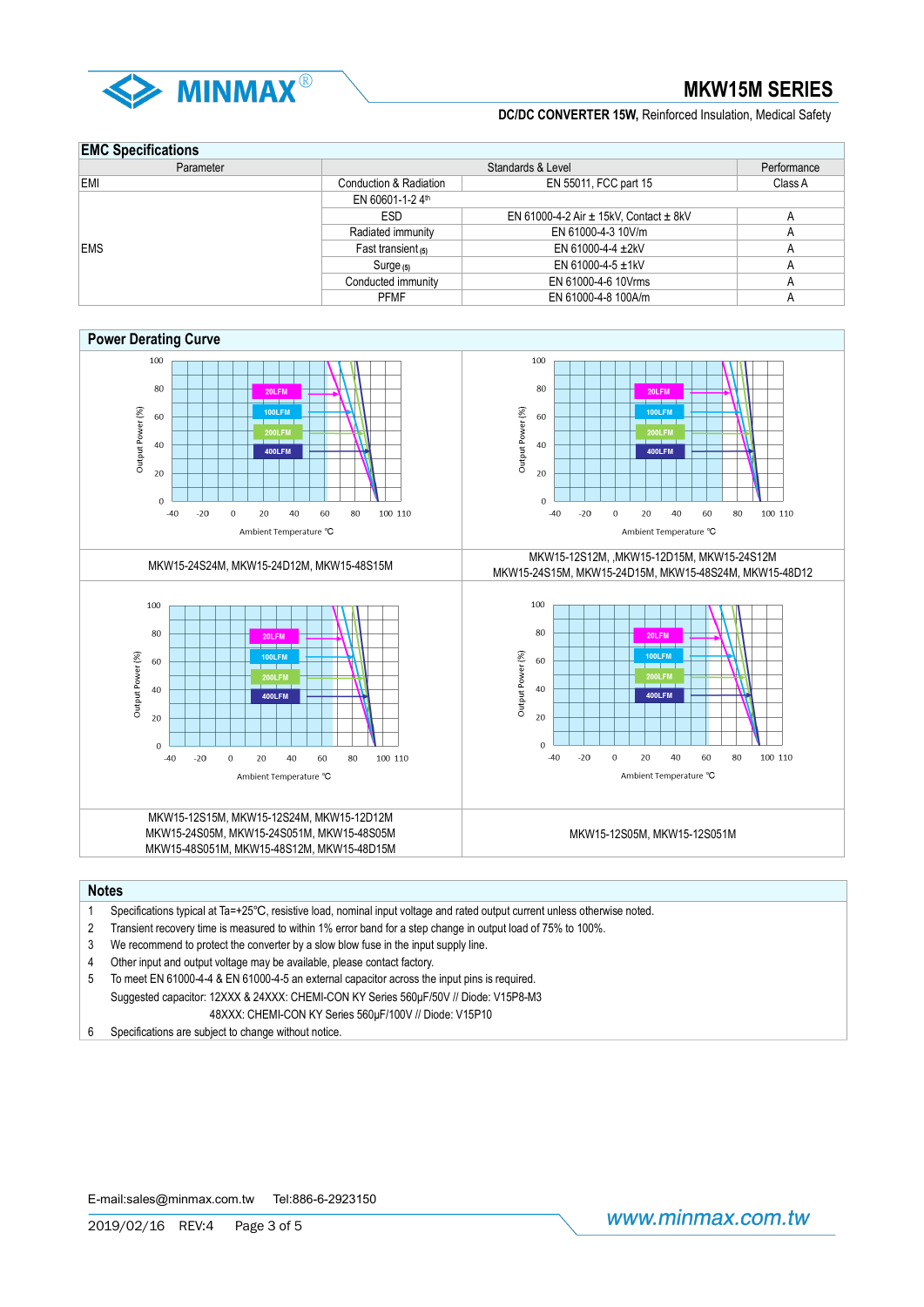## EMC Specifications

| Parameter | Standards & Level | | Performance |
|---|---|---|---|
| EMI | Conduction & Radiation | EN 55011, FCC part 15 | Class A |
| EMS | EN 60601-1-2 4th | | |
| | ESD | EN 61000-4-2 Air ± 15kV, Contact ± 8kV | A |
| | Radiated immunity | EN 61000-4-3 10V/m | A |
| | Fast transient (5) | EN 61000-4-4 ±2kV | A |
| | Surge (5) | EN 61000-4-5 ±1kV | A |
| | Conducted immunity | EN 61000-4-6 10Vrms | A |
| | PFMF | EN 61000-4-8 100A/m | A |

## Power Derating Curve

Output Power (%) vs. Ambient Temperature ℃ (curves: 20LFM, 100LFM, 200LFM, 400LFM)

MKW15-24S24M, MKW15-24D12M, MKW15-48S15M

MKW15-12S12M, ,MKW15-12D15M, MKW15-24S12M
MKW15-24S15M, MKW15-24D15M, MKW15-48S24M, MKW15-48D12

MKW15-12S15M, MKW15-12S24M, MKW15-12D12M
MKW15-24S05M, MKW15-24S051M, MKW15-48S05M
MKW15-48S051M, MKW15-48S12M, MKW15-48D15M

MKW15-12S05M, MKW15-12S051M

## Notes

1. Specifications typical at Ta=+25℃, resistive load, nominal input voltage and rated output current unless otherwise noted.
2. Transient recovery time is measured to within 1% error band for a step change in output load of 75% to 100%.
3. We recommend to protect the converter by a slow blow fuse in the input supply line.
4. Other input and output voltage may be available, please contact factory.
5. To meet EN 61000-4-4 & EN 61000-4-5 an external capacitor across the input pins is required.
   Suggested capacitor: 12XXX & 24XXX: CHEMI-CON KY Series 560μF/50V // Diode: V15P8-M3
   48XXX: CHEMI-CON KY Series 560μF/100V // Diode: V15P10
6. Specifications are subject to change without notice.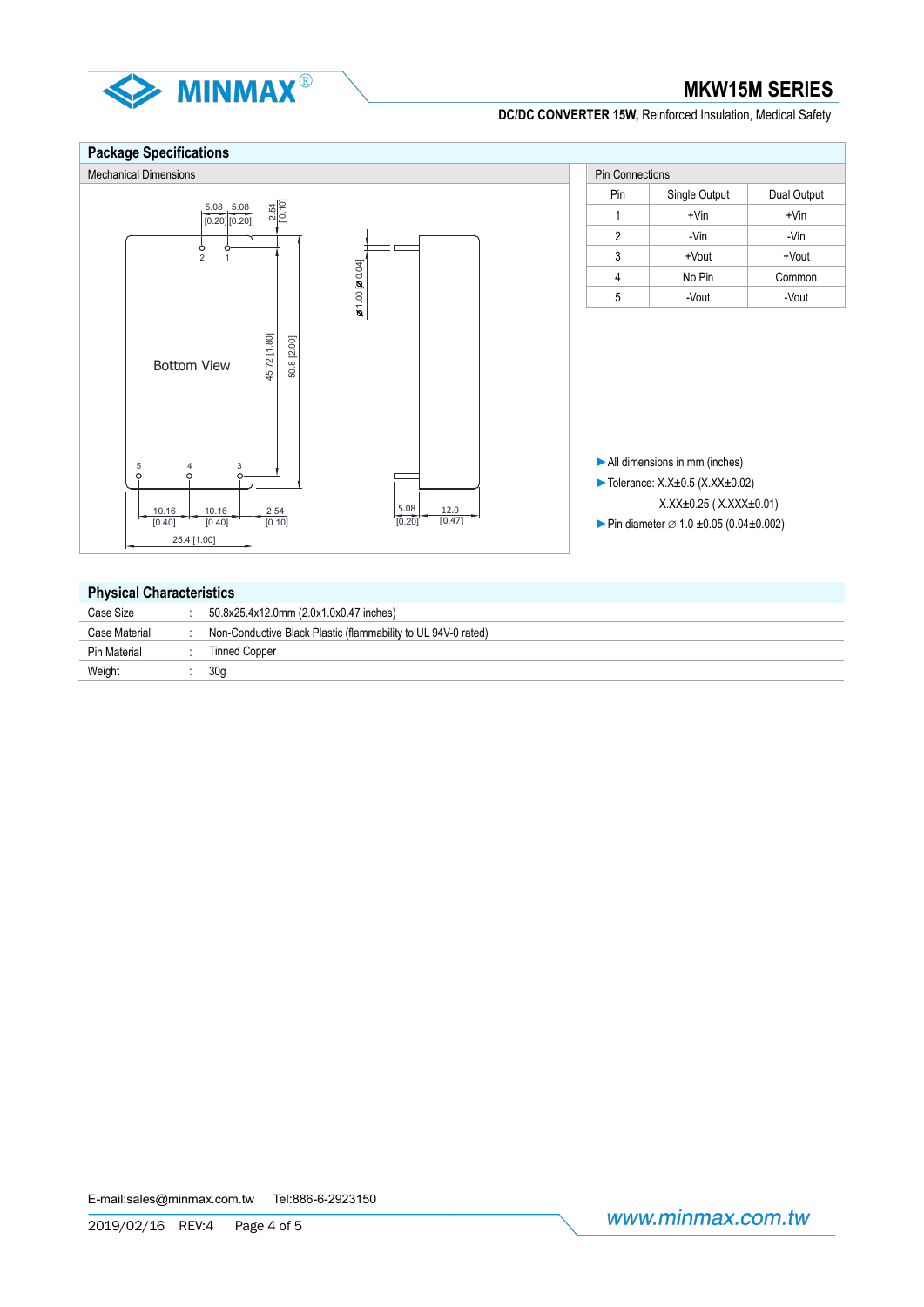## Package Specifications

### Mechanical Dimensions

Bottom View

5.08 [0.20] | 5.08 [0.20] | 2.54 [0.10]

45.72 [1.80] | 50.8 [2.00] | ø 1.00 [ø 0.04]

10.16 [0.40] | 10.16 [0.40] | 2.54 [0.10] | 25.4 [1.00] | 5.08 [0.20] | 12.0 [0.47]

### Pin Connections

| Pin | Single Output | Dual Output |
|---|---|---|
| 1 | +Vin | +Vin |
| 2 | -Vin | -Vin |
| 3 | +Vout | +Vout |
| 4 | No Pin | Common |
| 5 | -Vout | -Vout |

- All dimensions in mm (inches)
- Tolerance: X.X±0.5 (X.XX±0.02)
  X.XX±0.25 ( X.XXX±0.01)
- Pin diameter ∅ 1.0 ±0.05 (0.04±0.002)

## Physical Characteristics

| | | |
|---|---|---|
| Case Size | : | 50.8x25.4x12.0mm (2.0x1.0x0.47 inches) |
| Case Material | : | Non-Conductive Black Plastic (flammability to UL 94V-0 rated) |
| Pin Material | : | Tinned Copper |
| Weight | : | 30g |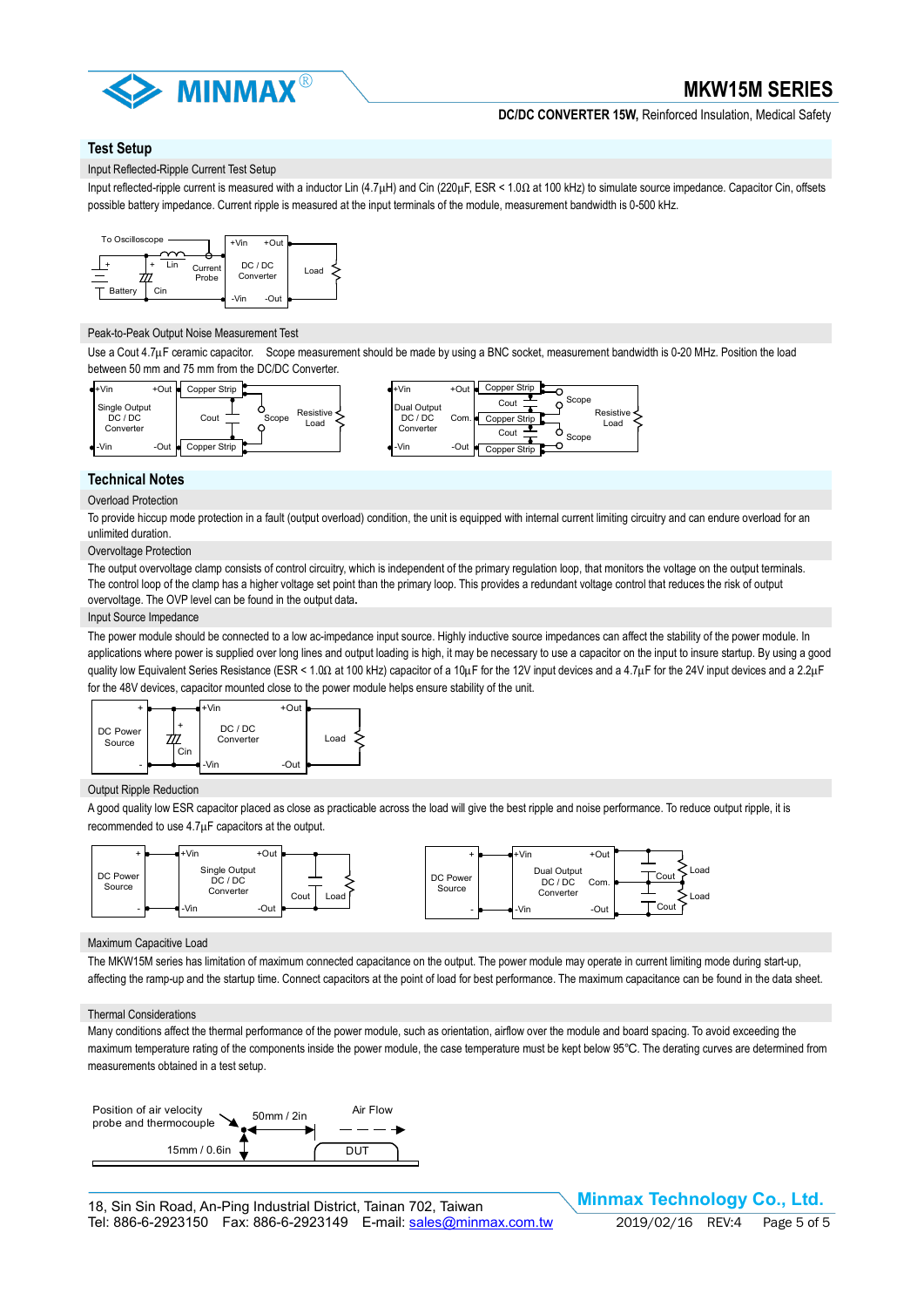## Test Setup

### Input Reflected-Ripple Current Test Setup

Input reflected-ripple current is measured with a inductor Lin (4.7μH) and Cin (220μF, ESR < 1.0Ω at 100 kHz) to simulate source impedance. Capacitor Cin, offsets possible battery impedance. Current ripple is measured at the input terminals of the module, measurement bandwidth is 0-500 kHz.

To Oscilloscope
+ Lin
Battery
Cin
Current Probe
+Vin +Out
DC / DC Converter
-Vin -Out
Load

### Peak-to-Peak Output Noise Measurement Test

Use a Cout 4.7μF ceramic capacitor. Scope measurement should be made by using a BNC socket, measurement bandwidth is 0-20 MHz. Position the load between 50 mm and 75 mm from the DC/DC Converter.

+Vin +Out
Single Output DC / DC Converter
-Vin -Out
Copper Strip
Cout
Scope
Resistive Load
Copper Strip

+Vin +Out
Dual Output DC / DC Converter
Com.
-Vin -Out
Copper Strip
Cout
Scope
Copper Strip
Cout
Scope
Resistive Load
Copper Strip

## Technical Notes

### Overload Protection

To provide hiccup mode protection in a fault (output overload) condition, the unit is equipped with internal current limiting circuitry and can endure overload for an unlimited duration.

### Overvoltage Protection

The output overvoltage clamp consists of control circuitry, which is independent of the primary regulation loop, that monitors the voltage on the output terminals. The control loop of the clamp has a higher voltage set point than the primary loop. This provides a redundant voltage control that reduces the risk of output overvoltage. The OVP level can be found in the output data**.**

### Input Source Impedance

The power module should be connected to a low ac-impedance input source. Highly inductive source impedances can affect the stability of the power module. In applications where power is supplied over long lines and output loading is high, it may be necessary to use a capacitor on the input to insure startup. By using a good quality low Equivalent Series Resistance (ESR < 1.0Ω at 100 kHz) capacitor of a 10μF for the 12V input devices and a 4.7μF for the 24V input devices and a 2.2μF for the 48V devices, capacitor mounted close to the power module helps ensure stability of the unit.

DC Power Source
+
-
Cin
+Vin +Out
DC / DC Converter
-Vin -Out
Load

### Output Ripple Reduction

A good quality low ESR capacitor placed as close as practicable across the load will give the best ripple and noise performance. To reduce output ripple, it is recommended to use 4.7μF capacitors at the output.

DC Power Source
+
-
+Vin +Out
Single Output DC / DC Converter
-Vin -Out
Cout
Load

DC Power Source
+
-
+Vin +Out
Dual Output DC / DC Converter
Com.
-Vin -Out
Cout
Load
Cout
Load

### Maximum Capacitive Load

The MKW15M series has limitation of maximum connected capacitance on the output. The power module may operate in current limiting mode during start-up, affecting the ramp-up and the startup time. Connect capacitors at the point of load for best performance. The maximum capacitance can be found in the data sheet.

### Thermal Considerations

Many conditions affect the thermal performance of the power module, such as orientation, airflow over the module and board spacing. To avoid exceeding the maximum temperature rating of the components inside the power module, the case temperature must be kept below 95°C. The derating curves are determined from measurements obtained in a test setup.

Position of air velocity probe and thermocouple
50mm / 2in
Air Flow
15mm / 0.6in
DUT

18, Sin Sin Road, An-Ping Industrial District, Tainan 702, Taiwan
Tel: 886-6-2923150 Fax: 886-6-2923149 E-mail: sales@minmax.com.tw

Minmax Technology Co., Ltd.
2019/02/16 REV:4